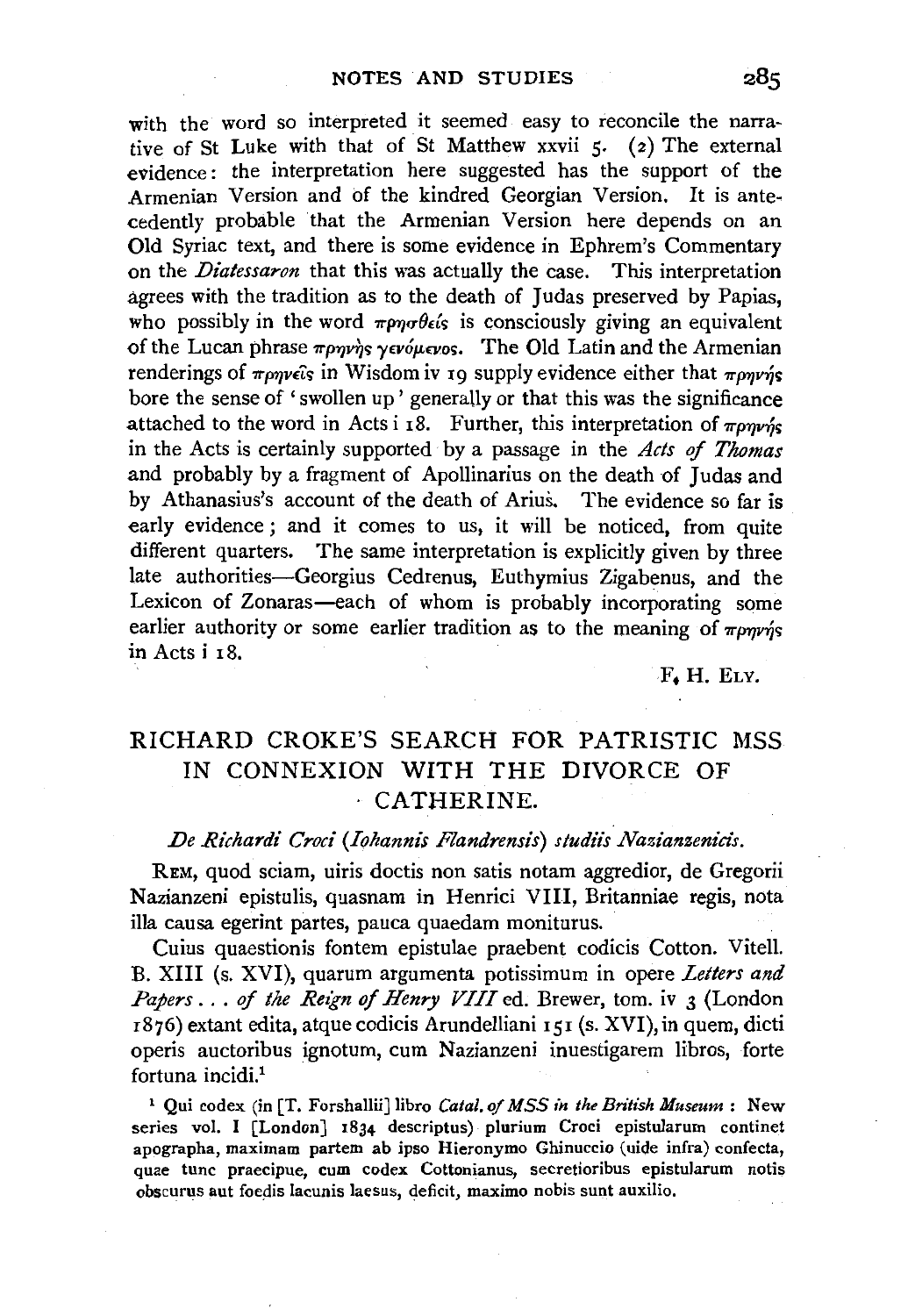with the word so interpreted it seemed easy to reconcile the narrative of St Luke with that of St Matthew xxvii 5. (2) The external evidence: the interpretation here suggested has the support of the Armenian Version and of the kindred Georgian Version. It is antecedently probable that the Armenian Version here depends on an Old Syriac text, and there is some evidence in Ephrem's Commentary on the *Diatessaron* that this was actually the case. This interpretation agrees with the tradition as to the death of Judas preserved by Papias, who possibly in the word πρησθείς is consciously giving an equivalent of the Lucan phrase πρηνὴς γενόμενος. The Old Latin and the Armenian renderings of πρηνεῖς in Wisdom iv 19 supply evidence either that πρηνής bore the sense of 'swollen up' generally or that this was the significance attached to the word in Acts i 18. Further, this interpretation of πρηνής in the Acts is certainly supported by a passage in the *Acts of Thomas* and probably by a fragment of Apollinarius on the death of Judas and by Athanasius's account of the death of Arius. The evidence so far is early evidence; and it comes to us, it will be noticed, from quite different quarters. The same interpretation is explicitly given by three late authorities—Georgius Cedrenus, Euthymius Zigabenus, and the Lexicon of Zonaras—each of whom is probably incorporating some earlier authority or some earlier tradition as to the meaning of πρηνής in Acts i 18.

F. H. ELY.

## RICHARD CROKE'S SEARCH FOR PATRISTIC MSS IN CONNEXION WITH THE DIVORCE OF CATHERINE.

*De Richardi Croci (Iohannis Flandrensis) studiis Nazianzenicis.*

REM, quod sciam, uiris doctis non satis notam aggredior, de Gregorii Nazianzeni epistulis, quasnam in Henrici VIII, Britanniae regis, nota illa causa egerint partes, pauca quaedam moniturus.

Cuius quaestionis fontem epistulae praebent codicis Cotton. Vitell. B. XIII (s. XVI), quarum argumenta potissimum in opere *Letters and Papers . . . of the Reign of Henry VIII* ed. Brewer, tom. iv 3 (London 1876) extant edita, atque codicis Arundelliani 151 (s. XVI), in quem, dicti operis auctoribus ignotum, cum Nazianzeni inuestigarem libros, forte fortuna incidi.[1]

[1] Qui codex (in [T. Forshallii] libro *Catal. of MSS in the British Museum*: New series vol. I [London] 1834 descriptus) plurium Croci epistularum continet apographa, maximam partem ab ipso Hieronymo Ghinuccio (uide infra) confecta, quae tunc praecipue, cum codex Cottonianus, secretioribus epistularum notis obscurus aut foedis lacunis laesus, deficit, maximo nobis sunt auxilio.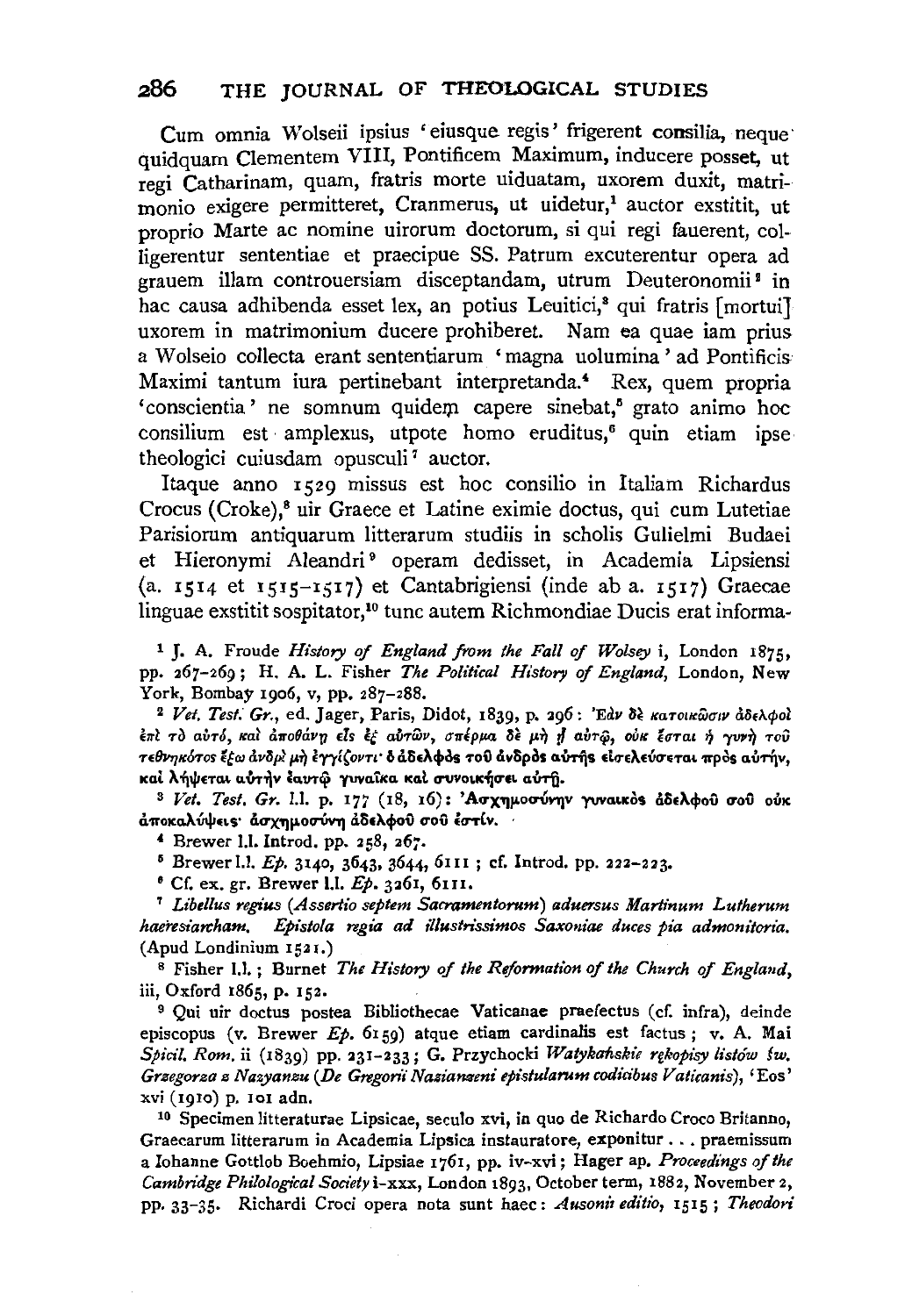Cum omnia Wolseii ipsius 'eiusque regis' frigerent consilia, neque quidquam Clementem VIII, Pontificem Maximum, inducere posset, ut regi Catharinam, quam, fratris morte uiduatam, uxorem duxit, matrimonio exigere permitteret, Cranmerus, ut uidetur,[1] auctor exstitit, ut proprio Marte ac nomine uirorum doctorum, si qui regi fauerent, colligerentur sententiae et praecipue SS. Patrum excuterentur opera ad grauem illam controuersiam disceptandam, utrum Deuteronomii[2] in hac causa adhibenda esset lex, an potius Leuitici,[3] qui fratris [mortui] uxorem in matrimonium ducere prohiberet. Nam ea quae iam prius a Wolseio collecta erant sententiarum 'magna uolumina' ad Pontificis Maximi tantum iura pertinebant interpretanda.[4] Rex, quem propria 'conscientia' ne somnum quidem capere sinebat,[5] grato animo hoc consilium est amplexus, utpote homo eruditus,[6] quin etiam ipse theologici cuiusdam opusculi[7] auctor.

Itaque anno 1529 missus est hoc consilio in Italiam Richardus Crocus (Croke),[8] uir Graece et Latine eximie doctus, qui cum Lutetiae Parisiorum antiquarum litterarum studiis in scholis Gulielmi Budaei et Hieronymi Aleandri[9] operam dedisset, in Academia Lipsiensi (a. 1514 et 1515–1517) et Cantabrigiensi (inde ab a. 1517) Graecae linguae exstitit sospitator,[10] tunc autem Richmondiae Ducis erat informa-

---

[1] J. A. Froude *History of England from the Fall of Wolsey* i, London 1875, pp. 267–269; H. A. L. Fisher *The Political History of England*, London, New York, Bombay 1906, v, pp. 287–288.

[2] *Vet. Test. Gr.*, ed. Jager, Paris, Didot, 1839, p. 296: Ἐὰν δὲ κατοικῶσιν ἀδελφοὶ ἐπὶ τὸ αὐτό, καὶ ἀποθάνῃ εἷς ἐξ αὐτῶν, σπέρμα δὲ μὴ ᾖ αὐτῷ, οὐκ ἔσται ἡ γυνὴ τοῦ τεθνηκότος ἔξω ἀνδρὶ μὴ ἐγγίζοντι· ὁ ἀδελφὸς τοῦ ἀνδρὸς αὐτῆς εἰσελεύσεται πρὸς αὐτήν, καὶ λήψεται αὐτὴν ἑαυτῷ γυναῖκα καὶ συνοικήσει αὐτῇ.

[3] *Vet. Test. Gr.* l.l. p. 177 (18, 16): Ἀσχημοσύνην γυναικὸς ἀδελφοῦ σοῦ οὐκ ἀποκαλύψεις· ἀσχημοσύνη ἀδελφοῦ σοῦ ἐστίν.

[4] Brewer l.l. Introd. pp. 258, 267.

[5] Brewer l.l. *Ep.* 3140, 3643, 3644, 6111; cf. Introd. pp. 222–223.

[6] Cf. ex. gr. Brewer l.l. *Ep.* 3261, 6111.

[7] *Libellus regius* (*Assertio septem Sacramentorum*) *aduersus Martinum Lutherum haeresiarcham. Epistola regia ad illustrissimos Saxoniae duces pia admonitoria.* (Apud Londinium 1521.)

[8] Fisher l.l.; Burnet *The History of the Reformation of the Church of England*, iii, Oxford 1865, p. 152.

[9] Qui uir doctus postea Bibliothecae Vaticanae praefectus (cf. infra), deinde episcopus (v. Brewer *Ep.* 6159) atque etiam cardinalis est factus; v. A. Mai *Spicil. Rom.* ii (1839) pp. 231–233; G. Przychocki *Watykańskie rękopisy listów św. Grzegorza z Nazyanzu* (*De Gregorii Nazianzeni epistularum codicibus Vaticanis*), 'Eos' xvi (1910) p. 101 adn.

[10] Specimen litteraturae Lipsicae, seculo xvi, in quo de Richardo Croco Britanno, Graecarum litterarum in Academia Lipsica instauratore, exponitur . . . praemissum a Iohanne Gottlob Boehmio, Lipsiae 1761, pp. iv–xvi; Hager ap. *Proceedings of the Cambridge Philological Society* i–xxx, London 1893, October term, 1882, November 2, pp. 33–35. Richardi Croci opera nota sunt haec: *Ausonii editio*, 1515; *Theodori*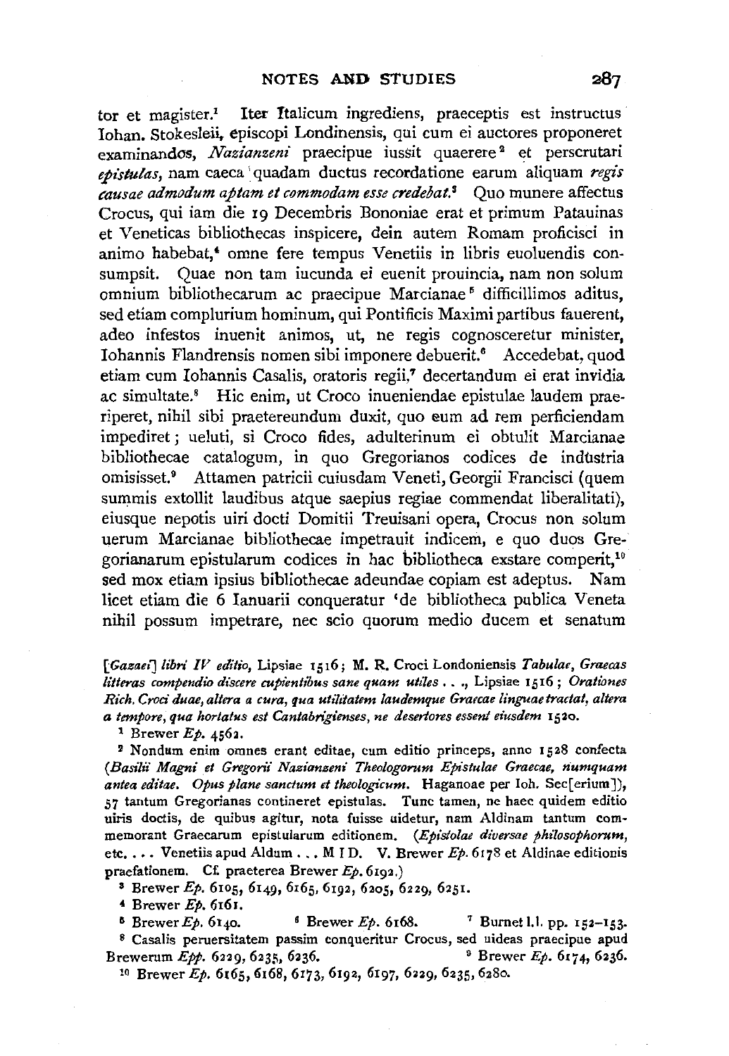tor et magister.[1] Iter Italicum ingrediens, praeceptis est instructus Iohan. Stokesleii, episcopi Londinensis, qui cum ei auctores proponeret examinandos, *Nazianzeni* praecipue iussit quaerere[2] et perscrutari *epistulas*, nam caeca quadam ductus recordatione earum aliquam *regis causae admodum aptam et commodam esse credebat.*[3] Quo munere affectus Crocus, qui iam die 19 Decembris Bononiae erat et primum Patauinas et Veneticas bibliothecas inspicere, dein autem Romam proficisci in animo habebat,[4] omne fere tempus Venetiis in libris euoluendis consumpsit. Quae non tam iucunda ei euenit prouincia, nam non solum omnium bibliothecarum ac praecipue Marcianae[5] difficillimos aditus, sed etiam complurium hominum, qui Pontificis Maximi partibus fauerent, adeo infestos inuenit animos, ut, ne regis cognosceretur minister, Iohannis Flandrensis nomen sibi imponere debuerit.[6] Accedebat, quod etiam cum Iohannis Casalis, oratoris regii,[7] decertandum ei erat invidia ac simultate.[8] Hic enim, ut Croco inueniendae epistulae laudem praeriperet, nihil sibi praetereundum duxit, quo eum ad rem perficiendam impediret; ueluti, si Croco fides, adulterinum ei obtulit Marcianae bibliothecae catalogum, in quo Gregorianos codices de industria omisisset.[9] Attamen patricii cuiusdam Veneti, Georgii Francisci (quem summis extollit laudibus atque saepius regiae commendat liberalitati), eiusque nepotis uiri docti Domitii Treuisani opera, Crocus non solum uerum Marcianae bibliothecae impetrauit indicem, e quo duos Gregorianarum epistularum codices in hac bibliotheca exstare comperit,[10] sed mox etiam ipsius bibliothecae adeundae copiam est adeptus. Nam licet etiam die 6 Ianuarii conqueratur 'de bibliotheca publica Veneta nihil possum impetrare, nec scio quorum medio ducem et senatum

[*Gazaei*] *libri IV editio*, Lipsiae 1516; M. R. Croci Londoniensis *Tabulae, Graecas litteras compendio discere cupientibus sane quam utiles* . . ., Lipsiae 1516; *Orationes Rich. Croci duae, altera a cura, qua utilitatem laudemque Graecae linguae tractat, altera a tempore, qua hortatus est Cantabrigienses, ne desertores essent eiusdem* 1520.

[1] Brewer *Ep.* 4562.

[2] Nondum enim omnes erant editae, cum editio princeps, anno 1528 confecta (*Basilii Magni et Gregorii Nazianzeni Theologorum Epistulae Graecae, numquam antea editae. Opus plane sanctum et theologicum.* Haganoae per Ioh. Sec[erium]), 57 tantum Gregorianas contineret epistulas. Tunc tamen, ne haec quidem editio uiris doctis, de quibus agitur, nota fuisse uidetur, nam Aldinam tantum commemorant Graecarum epistularum editionem. (*Epistolae diversae philosophorum*, etc. . . . Venetiis apud Aldum . . . M I D. V. Brewer *Ep.* 6178 et Aldinae editionis praefationem. Cf. praeterea Brewer *Ep.* 6192.)

[3] Brewer *Ep.* 6105, 6149, 6165, 6192, 6205, 6229, 6251.

[4] Brewer *Ep.* 6161.

[5] Brewer *Ep.* 6140. [6] Brewer *Ep.* 6168. [7] Burnet l.l. pp. 152–153.

[8] Casalis peruersitatem passim conqueritur Crocus, sed uideas praecipue apud Brewerum *Epp.* 6229, 6235, 6236. [9] Brewer *Ep.* 6174, 6236.

[10] Brewer *Ep.* 6165, 6168, 6173, 6192, 6197, 6229, 6235, 6280.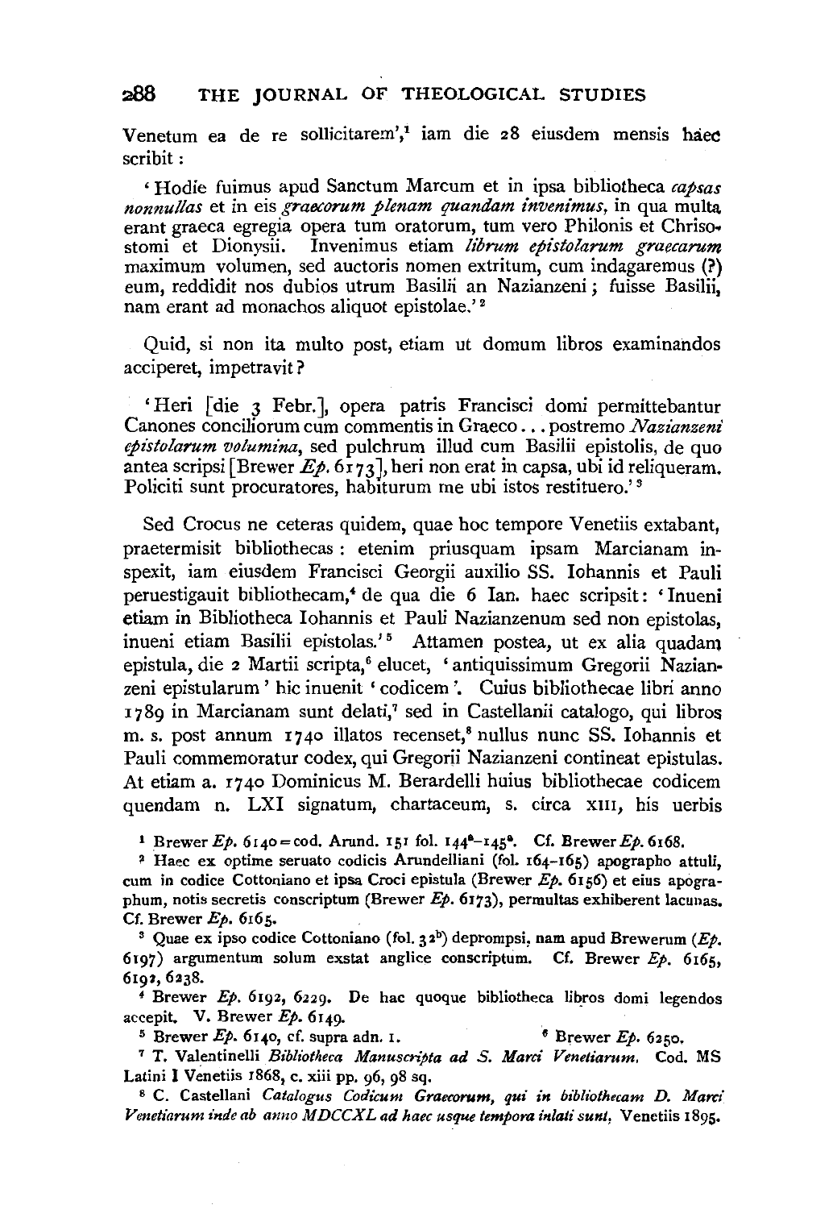Venetum ea de re sollicitarem',[1] iam die 28 eiusdem mensis haec scribit:

'Hodie fuimus apud Sanctum Marcum et in ipsa bibliotheca *capsas nonnullas* et in eis *graecorum plenam quandam invenimus*, in qua multa erant graeca egregia opera tum oratorum, tum vero Philonis et Chrisostomi et Dionysii. Invenimus etiam *librum epistolarum graecarum* maximum volumen, sed auctoris nomen extritum, cum indagaremus (?) eum, reddidit nos dubios utrum Basilii an Nazianzeni; fuisse Basilii, nam erant ad monachos aliquot epistolae.'[2]

Quid, si non ita multo post, etiam ut domum libros examinandos acciperet, impetravit?

'Heri [die 3 Febr.], opera patris Francisci domi permittebantur Canones conciliorum cum commentis in Graeco... postremo *Nazianzeni epistolarum volumina*, sed pulchrum illud cum Basilii epistolis, de quo antea scripsi [Brewer *Ep.* 6173], heri non erat in capsa, ubi id reliqueram. Policiti sunt procuratores, habiturum me ubi istos restituero.'[3]

Sed Crocus ne ceteras quidem, quae hoc tempore Venetiis extabant, praetermisit bibliothecas: etenim priusquam ipsam Marcianam inspexit, iam eiusdem Francisci Georgii auxilio SS. Iohannis et Pauli peruestigauit bibliothecam,[4] de qua die 6 Ian. haec scripsit: 'Inueni etiam in Bibliotheca Iohannis et Pauli Nazianzenum sed non epistolas, inueni etiam Basilii epistolas.'[5] Attamen postea, ut ex alia quadam epistula, die 2 Martii scripta,[6] elucet, 'antiquissimum Gregorii Nazianzeni epistularum' hic inuenit 'codicem'. Cuius bibliothecae libri anno 1789 in Marcianam sunt delati,[7] sed in Castellanii catalogo, qui libros m. s. post annum 1740 illatos recenset,[8] nullus nunc SS. Iohannis et Pauli commemoratur codex, qui Gregorii Nazianzeni contineat epistulas. At etiam a. 1740 Dominicus M. Berardelli huius bibliothecae codicem quendam n. LXI signatum, chartaceum, s. circa XIII, his uerbis

[1] Brewer *Ep.* 6140 = cod. Arund. 151 fol. 144ᵃ–145ᵃ. Cf. Brewer *Ep.* 6168.

[2] Haec ex optime seruato codicis Arundelliani (fol. 164–165) apographo attuli, cum in codice Cottoniano et ipsa Croci epistula (Brewer *Ep.* 6156) et eius apographum, notis secretis conscriptum (Brewer *Ep.* 6173), permultas exhiberent lacunas. Cf. Brewer *Ep.* 6165.

[3] Quae ex ipso codice Cottoniano (fol. 32ᵇ) deprompsi, nam apud Brewerum (*Ep.* 6197) argumentum solum exstat anglice conscriptum. Cf. Brewer *Ep.* 6165, 6192, 6238.

[4] Brewer *Ep.* 6192, 6229. De hac quoque bibliotheca libros domi legendos accepit. V. Brewer *Ep.* 6149.

[5] Brewer *Ep.* 6140, cf. supra adn. 1.

[6] Brewer *Ep.* 6250.

[7] T. Valentinelli *Bibliotheca Manuscripta ad S. Marci Venetiarum.* Cod. MS Latini I Venetiis 1868, c. xiii pp. 96, 98 sq.

[8] C. Castellani *Catalogus Codicum Graecorum, qui in bibliothecam D. Marci Venetiarum inde ab anno MDCCXL ad haec usque tempora inlati sunt*, Venetiis 1895.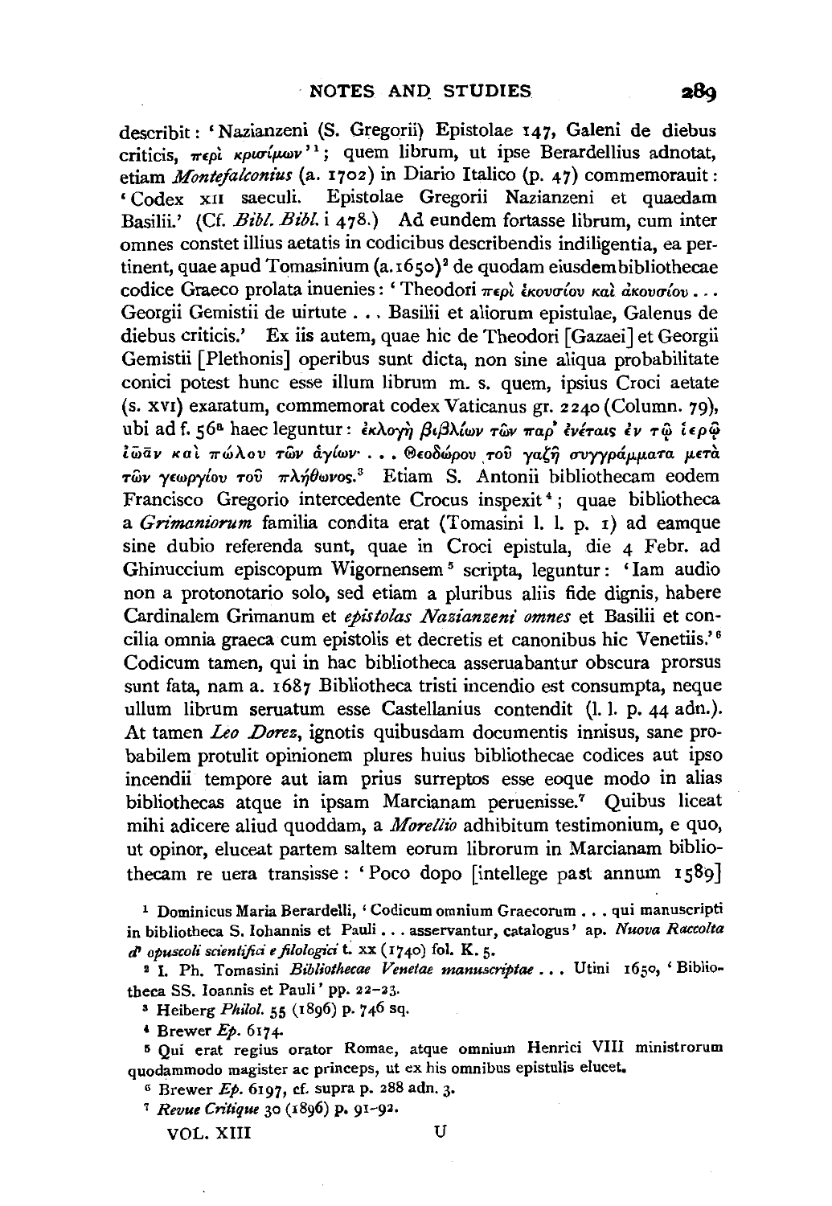describit: 'Nazianzeni (S. Gregorii) Epistolae 147, Galeni de diebus criticis, περὶ κρισίμων'[1]; quem librum, ut ipse Berardellius adnotat, etiam *Montefalconius* (a. 1702) in Diario Italico (p. 47) commemorauit: 'Codex XII saeculi. Epistolae Gregorii Nazianzeni et quaedam Basilii.' (Cf. *Bibl. Bibl.* i 478.) Ad eundem fortasse librum, cum inter omnes constet illius aetatis in codicibus describendis indiligentia, ea pertinent, quae apud Tomasinium (a. 1650)[2] de quodam eiusdem bibliothecae codice Graeco prolata inuenies: 'Theodori περὶ ἑκουσίου καὶ ἀκουσίου ... Georgii Gemistii de uirtute ... Basilii et aliorum epistulae, Galenus de diebus criticis.' Ex iis autem, quae hic de Theodori [Gazaei] et Georgii Gemistii [Plethonis] operibus sunt dicta, non sine aliqua probabilitate conici potest hunc esse illum librum m. s. quem, ipsius Croci aetate (s. XVI) exaratum, commemorat codex Vaticanus gr. 2240 (Columm. 79), ubi ad f. 56ª haec leguntur: ἐκλογὴ βιβλίων τῶν παρ' ἐνέταις ἐν τῷ ἱερῷ ἰῶαν καὶ πώλου τῶν ἁγίων· ... Θεοδώρου τοῦ γαζῆ συγγράμματα μετὰ τῶν γεωργίου τοῦ πλήθωνος.[3] Etiam S. Antonii bibliothecam eodem Francisco Gregorio intercedente Crocus inspexit[4]; quae bibliotheca a *Grimaniorum* familia condita erat (Tomasini l. l. p. 1) ad eamque sine dubio referenda sunt, quae in Croci epistula, die 4 Febr. ad Ghinuccium episcopum Wigornensem[5] scripta, leguntur: 'Iam audio non a protonotario solo, sed etiam a pluribus aliis fide dignis, habere Cardinalem Grimanum et *epistolas Nazianzeni omnes* et Basilii et concilia omnia graeca cum epistolis et decretis et canonibus hic Venetiis.'[6] Codicum tamen, qui in hac bibliotheca asseruabantur obscura prorsus sunt fata, nam a. 1687 Bibliotheca tristi incendio est consumpta, neque ullum librum seruatum esse Castellanius contendit (l. l. p. 44 adn.). At tamen *Leo Dorez*, ignotis quibusdam documentis innisus, sane probabilem protulit opinionem plures huius bibliothecae codices aut ipso incendii tempore aut iam prius surreptos esse eoque modo in alias bibliothecas atque in ipsam Marcianam peruenisse.[7] Quibus liceat mihi adicere aliud quoddam, a *Morellio* adhibitum testimonium, e quo, ut opinor, eluceat partem saltem eorum librorum in Marcianam bibliothecam re uera transisse: 'Poco dopo [intellege past annum 1589]

[1] Dominicus Maria Berardelli, 'Codicum omnium Graecorum ... qui manuscripti in bibliotheca S. Iohannis et Pauli ... asservantur, catalogus' ap. *Nuova Raccolta d' opuscoli scientifici e filologici* t. xx (1740) fol. K. 5.

[2] I. Ph. Tomasini *Bibliothecae Venetae manuscriptae* ... Utini 1650, 'Bibliotheca SS. Ioannis et Pauli' pp. 22-23.

[3] Heiberg *Philol.* 55 (1896) p. 746 sq.

[4] Brewer *Ep.* 6174.

[5] Qui erat regius orator Romae, atque omnium Henrici VIII ministrorum quodammodo magister ac princeps, ut ex his omnibus epistulis elucet.

[6] Brewer *Ep.* 6197, cf. supra p. 288 adn. 3.

[7] *Revue Critique* 30 (1896) p. 91-92.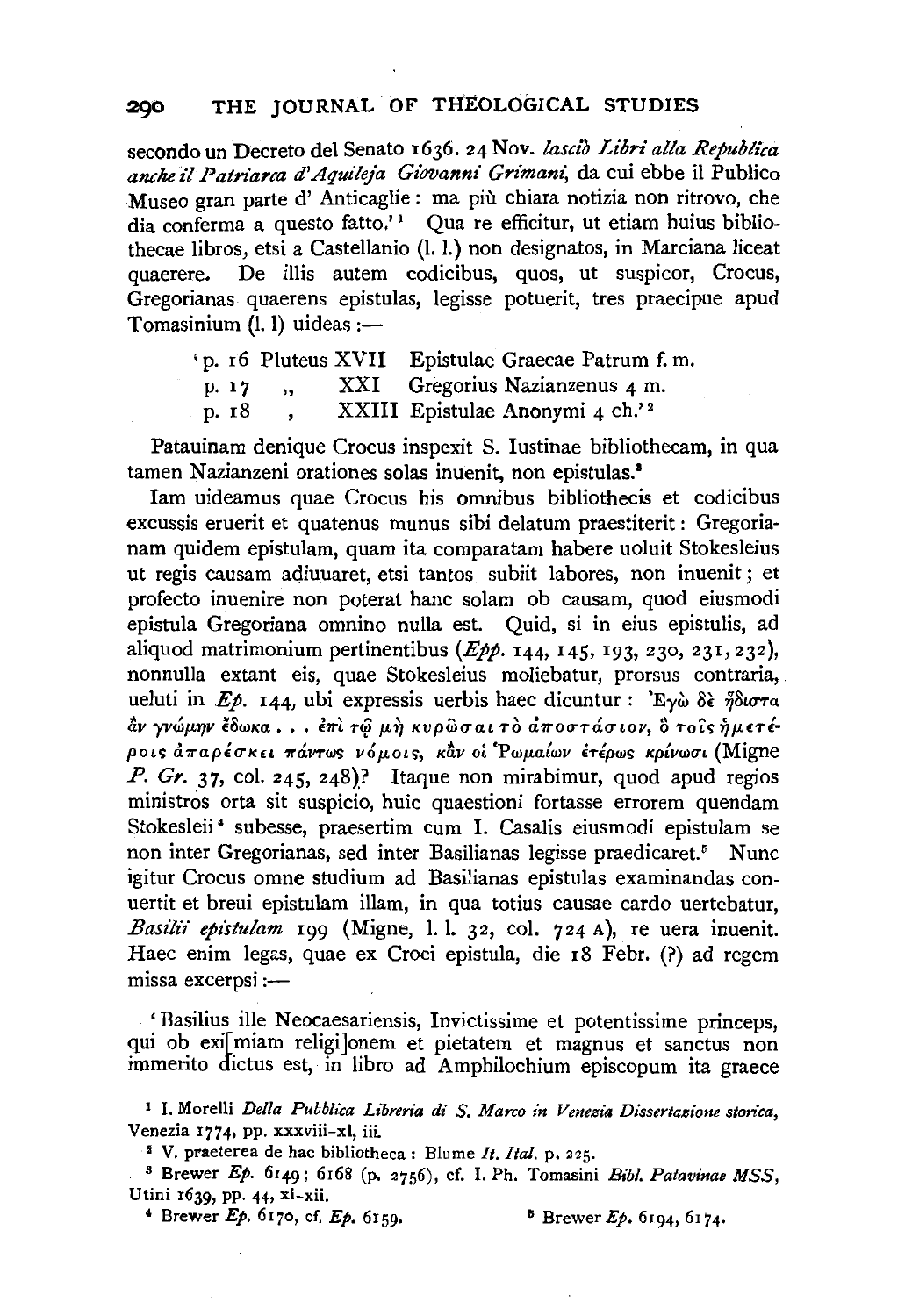secondo un Decreto del Senato 1636. 24 Nov. *lasciò Libri alla Republica anche il Patriarca d'Aquileja Giovanni Grimani*, da cui ebbe il Publico Museo gran parte d' Anticaglie: ma più chiara notizia non ritrovo, che dia conferma a questo fatto.'[1] Qua re efficitur, ut etiam huius bibliothecae libros, etsi a Castellanio (l. l.) non designatos, in Marciana liceat quaerere. De illis autem codicibus, quos, ut suspicor, Crocus, Gregorianas quaerens epistulas, legisse potuerit, tres praecipue apud Tomasinium (l. l) uideas:—

| | | | |
|---|---|---|---|
| 'p. 16 | Pluteus | XVII | Epistulae Graecae Patrum f. m. |
| p. 17 | ,, | XXI | Gregorius Nazianzenus 4 m. |
| p. 18 | , | XXIII | Epistulae Anonymi 4 ch.'[2] |

Patauinam denique Crocus inspexit S. Iustinae bibliothecam, in qua tamen Nazianzeni orationes solas inuenit, non epistulas.[3]

Iam uideamus quae Crocus his omnibus bibliothecis et codicibus excussis eruerit et quatenus munus sibi delatum praestiterit: Gregorianam quidem epistulam, quam ita comparatam habere uoluit Stokesleius ut regis causam adiuuaret, etsi tantos subiit labores, non inuenit; et profecto inuenire non poterat hanc solam ob causam, quod eiusmodi epistula Gregoriana omnino nulla est. Quid, si in eius epistulis, ad aliquod matrimonium pertinentibus (*Epp.* 144, 145, 193, 230, 231, 232), nonnulla extant eis, quae Stokesleius moliebatur, prorsus contraria, ueluti in *Ep.* 144, ubi expressis uerbis haec dicuntur: Ἐγὼ δὲ ἥδιστα ἂν γνώμην ἔδωκα . . . ἐπὶ τῷ μὴ κυρῶσαι τὸ ἀποστάσιον, ὃ τοῖς ἡμετέροις ἀπαρέσκει πάντως νόμοις, κἂν οἱ Ῥωμαίων ἑτέρως κρίνωσι (Migne *P. Gr.* 37, col. 245, 248)? Itaque non mirabimur, quod apud regios ministros orta sit suspicio, huic quaestioni fortasse errorem quendam Stokesleii[4] subesse, praesertim cum I. Casalis eiusmodi epistulam se non inter Gregorianas, sed inter Basilianas legisse praedicaret.[5] Nunc igitur Crocus omne studium ad Basilianas epistulas examinandas conuertit et breui epistulam illam, in qua totius causae cardo uertebatur, *Basilii epistulam* 199 (Migne, l. l. 32, col. 724 A), re uera inuenit. Haec enim legas, quae ex Croci epistula, die 18 Febr. (?) ad regem missa excerpsi:—

'Basilius ille Neocaesariensis, Invictissime et potentissime princeps, qui ob exi[miam religi]onem et pietatem et magnus et sanctus non immerito dictus est, in libro ad Amphilochium episcopum ita graece

[1] I. Morelli *Della Pubblica Libreria di S. Marco in Venezia Dissertazione storica*, Venezia 1774, pp. xxxviii–xl, iii.

[2] V. praeterea de hac bibliotheca: Blume *It. Ital.* p. 225.

[3] Brewer *Ep.* 6149; 6168 (p. 2756), cf. I. Ph. Tomasini *Bibl. Patavinae MSS*, Utini 1639, pp. 44, xi–xii.

[4] Brewer *Ep.* 6170, cf. *Ep.* 6159.

[5] Brewer *Ep.* 6194, 6174.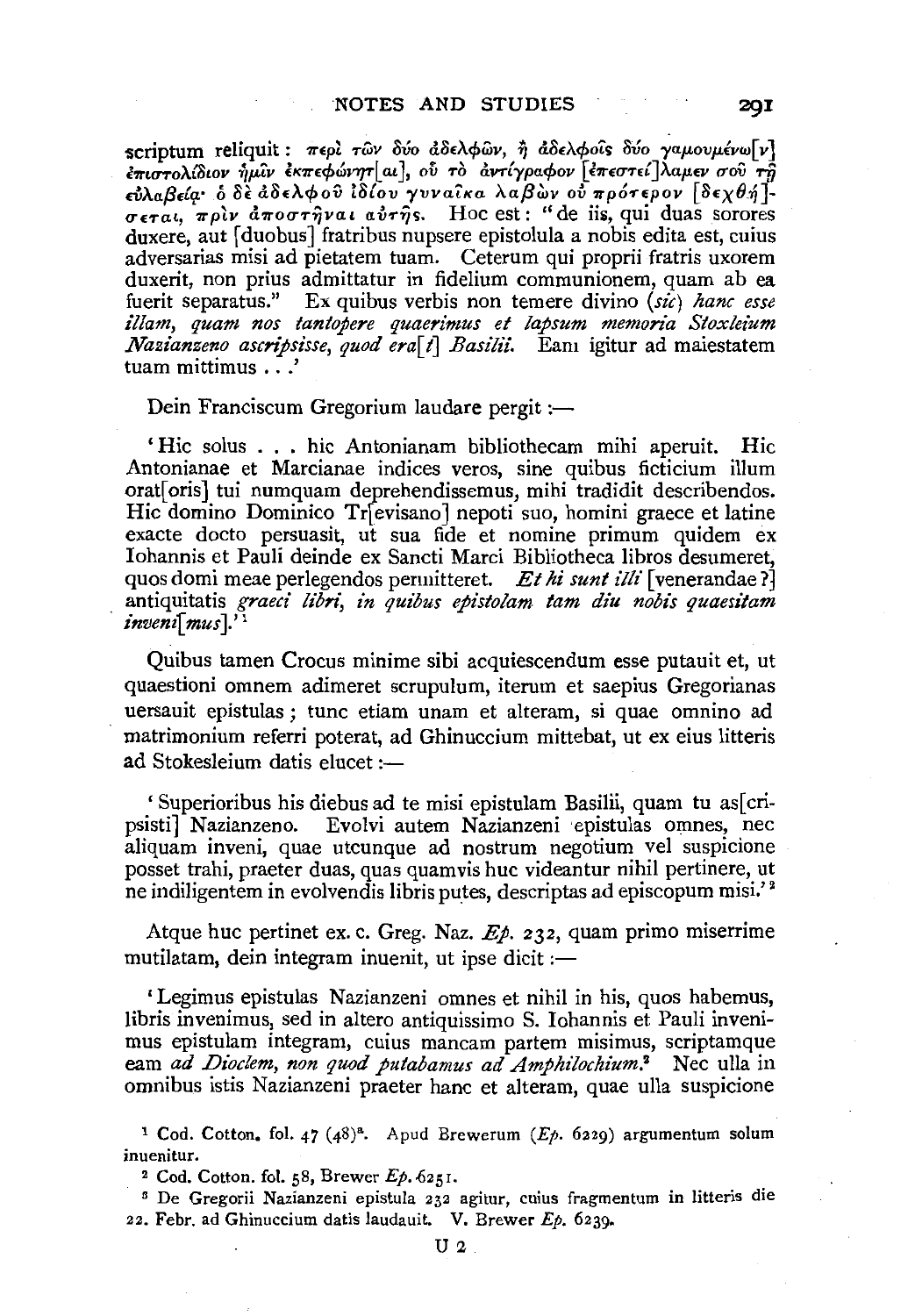scriptum reliquit: περὶ τῶν δύο ἀδελφῶν, ἢ ἀδελφοῖς δύο γαμουμένω[ν] ἐπιστολίδιον ἡμῖν ἐκπεφώνητ[αι], οὗ τὸ ἀντίγραφον [ἐπεστεί]λαμεν σοῦ τῇ εὐλαβείᾳ· ὁ δὲ ἀδελφοῦ ἰδίου γυναῖκα λαβὼν οὐ πρότερον [δεχθή]-σεται, πρὶν ἀποστῆναι αὐτῆς. Hoc est: "de iis, qui duas sorores duxere, aut [duobus] fratribus nupsere epistolula a nobis edita est, cuius adversarias misi ad pietatem tuam. Ceterum qui proprii fratris uxorem duxerit, non prius admittatur in fidelium communionem, quam ab ea fuerit separatus." Ex quibus verbis non temere divino (*sic*) *hanc esse illam, quam nos tantopere quaerimus et lapsum memoria Stoxleium Nazianzeno ascripsisse, quod era*[*t*] *Basilii*. Eam igitur ad maiestatem tuam mittimus . . .'

Dein Franciscum Gregorium laudare pergit:—

'Hic solus . . . hic Antonianam bibliothecam mihi aperuit. Hic Antonianae et Marcianae indices veros, sine quibus ficticium illum orat[oris] tui numquam deprehendissemus, mihi tradidit describendos. Hic domino Dominico Tr[evisano] nepoti suo, homini graece et latine exacte docto persuasit, ut sua fide et nomine primum quidem ex Iohannis et Pauli deinde ex Sancti Marci Bibliotheca libros desumeret, quos domi meae perlegendos permitteret. *Et hi sunt illi* [venerandae?] antiquitatis *graeci libri, in quibus epistolam tam diu nobis quaesitam inveni*[*mus*].'[1]

Quibus tamen Crocus minime sibi acquiescendum esse putauit et, ut quaestioni omnem adimeret scrupulum, iterum et saepius Gregorianas uersauit epistulas; tunc etiam unam et alteram, si quae omnino ad matrimonium referri poterat, ad Ghinuccium mittebat, ut ex eius litteris ad Stokesleium datis elucet:—

'Superioribus his diebus ad te misi epistulam Basilii, quam tu as[cripsisti] Nazianzeno. Evolvi autem Nazianzeni epistulas omnes, nec aliquam inveni, quae utcunque ad nostrum negotium vel suspicione posset trahi, praeter duas, quas quamvis huc videantur nihil pertinere, ut ne indiligentem in evolvendis libris putes, descriptas ad episcopum misi.'[2]

Atque huc pertinet ex. c. Greg. Naz. *Ep.* 232, quam primo miserrime mutilatam, dein integram inuenit, ut ipse dicit:—

'Legimus epistulas Nazianzeni omnes et nihil in his, quos habemus, libris invenimus, sed in altero antiquissimo S. Iohannis et Pauli invenimus epistulam integram, cuius mancam partem misimus, scriptamque eam *ad Dioclem, non quod putabamus ad Amphilochium*.[3] Nec ulla in omnibus istis Nazianzeni praeter hanc et alteram, quae ulla suspicione

[1] Cod. Cotton. fol. 47 (48)[a]. Apud Brewerum (*Ep.* 6229) argumentum solum inuenitur.

[2] Cod. Cotton. fol. 58, Brewer *Ep.* 6251.

[3] De Gregorii Nazianzeni epistula 232 agitur, cuius fragmentum in litteris die 22. Febr. ad Ghinuccium datis laudauit. V. Brewer *Ep.* 6239.

U 2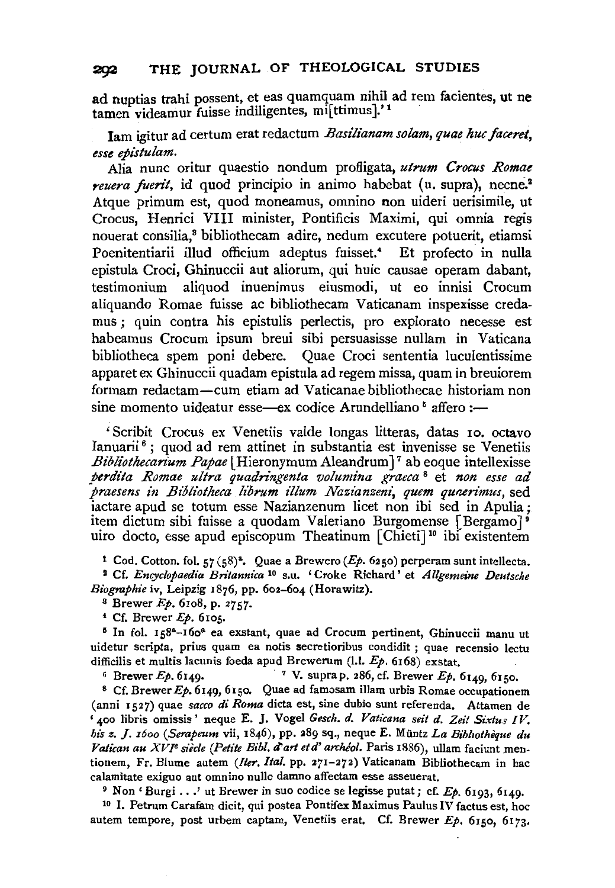ad nuptias trahi possent, et eas quamquam nihil ad rem facientes, ut ne tamen videamur fuisse indiligentes, mi[ttimus].'[1]

Iam igitur ad certum erat redactum *Basilianam solam, quae huc faceret, esse epistulam.*

Alia nunc oritur quaestio nondum profligata, *utrum Crocus Romae reuera fuerit*, id quod principio in animo habebat (u. supra), necne.[2] Atque primum est, quod moneamus, omnino non uideri uerisimile, ut Crocus, Henrici VIII minister, Pontificis Maximi, qui omnia regis nouerat consilia,[3] bibliothecam adire, nedum excutere potuerit, etiamsi Poenitentiarii illud officium adeptus fuisset.[4] Et profecto in nulla epistula Croci, Ghinuccii aut aliorum, qui huic causae operam dabant, testimonium aliquod inuenimus eiusmodi, ut eo innisi Crocum aliquando Romae fuisse ac bibliothecam Vaticanam inspexisse credamus; quin contra his epistulis perlectis, pro explorato necesse est habeamus Crocum ipsum breui sibi persuasisse nullam in Vaticana bibliotheca spem poni debere. Quae Croci sententia luculentissime apparet ex Ghinuccii quadam epistula ad regem missa, quam in breuiorem formam redactam—cum etiam ad Vaticanae bibliothecae historiam non sine momento uideatur esse—ex codice Arundelliano[5] affero :—

'Scribit Crocus ex Venetiis valde longas litteras, datas 10. octavo Ianuarii[6]; quod ad rem attinet in substantia est invenisse se Venetiis *Bibliothecarium Papae* [Hieronymum Aleandrum][7] ab eoque intellexisse *perdita Romae ultra quadringenta volumina graeca*[8] et *non esse ad praesens in Bibliotheca librum illum Nazianzeni, quem quaerimus*, sed iactare apud se totum esse Nazianzenum licet non ibi sed in Apulia; item dictum sibi fuisse a quodam Valeriano Burgomense [Bergamo][9] uiro docto, esse apud episcopum Theatinum [Chieti][10] ibi existentem

[1] Cod. Cotton. fol. 57 (58)ᵃ. Quae a Brewero (*Ep.* 6250) perperam sunt intellecta.

[2] Cf. *Encyclopaedia Britannica* [10] s.u. 'Croke Richard' et *Allgemeine Deutsche Biographie* iv, Leipzig 1876, pp. 602–604 (Horawitz).

[3] Brewer *Ep.* 6108, p. 2757.

[4] Cf. Brewer *Ep.* 6105.

[5] In fol. 158ᵃ–160ᵃ ea exstant, quae ad Crocum pertinent, Ghinuccii manu ut uidetur scripta, prius quam ea notis secretioribus condidit; quae recensio lectu difficilis et multis lacunis foeda apud Brewerum (l.l. *Ep.* 6168) exstat.

[6] Brewer *Ep.* 6149.

[7] V. supra p. 286, cf. Brewer *Ep.* 6149, 6150.

[8] Cf. Brewer *Ep.* 6149, 6150. Quae ad famosam illam urbis Romae occupationem (anni 1527) quae *sacco di Roma* dicta est, sine dubio sunt referenda. Attamen de '400 libris omissis' neque E. J. Vogel *Gesch. d. Vaticana seit d. Zeit Sixtus IV. bis z. J. 1600* (*Serapeum* vii, 1846), pp. 289 sq., neque E. Müntz *La Bibliothèque du Vatican au XVIᵉ siècle* (*Petite Bibl. d'art et d'archéol.* Paris 1886), ullam faciunt mentionem, Fr. Blume autem (*Iter. Ital.* pp. 271–272) Vaticanam Bibliothecam in hac calamitate exiguo aut omnino nullo damno affectam esse asseuerat.

[9] Non 'Burgi ...' ut Brewer in suo codice se legisse putat; cf. *Ep.* 6193, 6149.

[10] I. Petrum Carafam dicit, qui postea Pontifex Maximus Paulus IV factus est, hoc autem tempore, post urbem captam, Venetiis erat. Cf. Brewer *Ep.* 6150, 6173.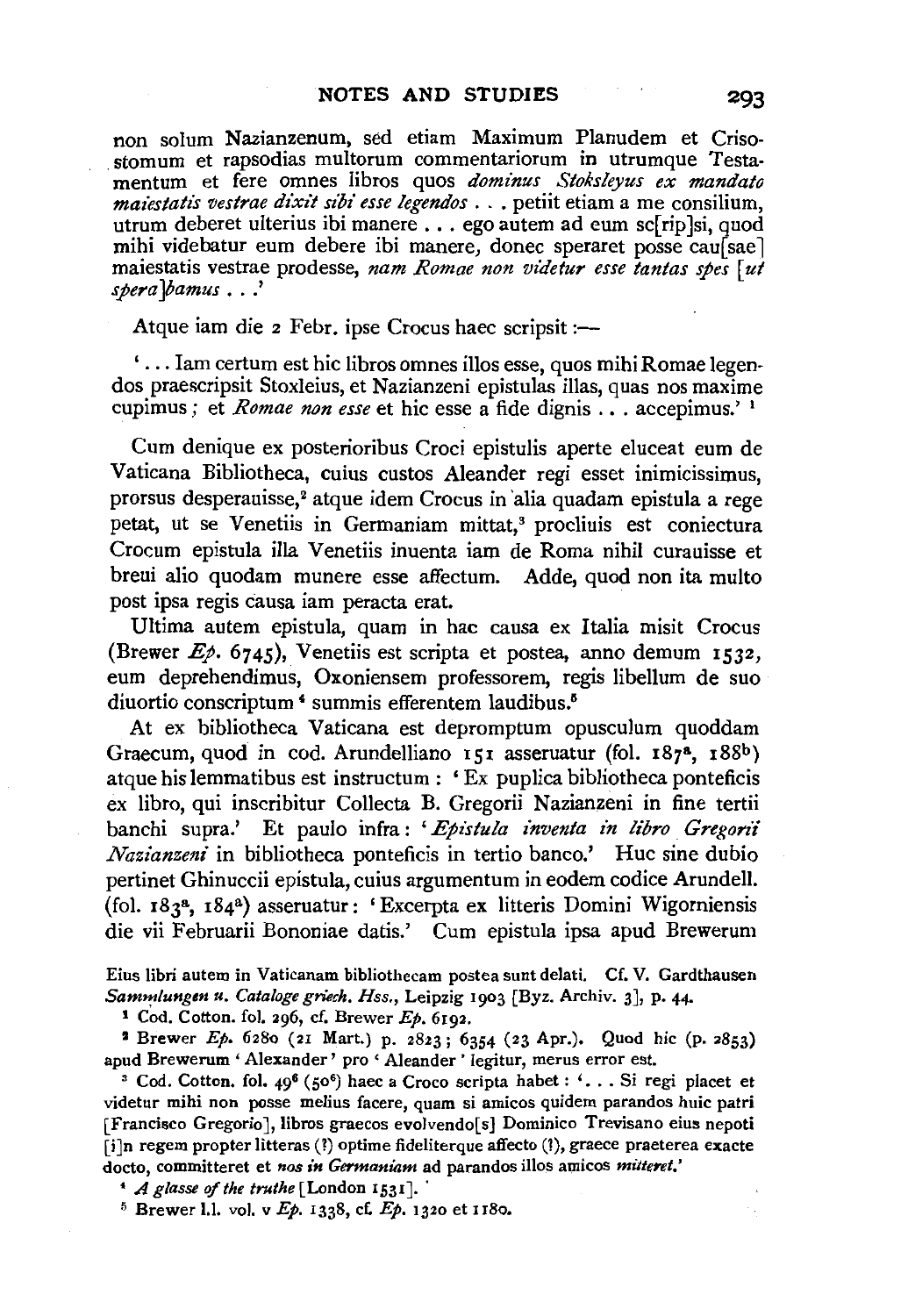non solum Nazianzenum, sed etiam Maximum Planudem et Crisostomum et rapsodias multorum commentariorum in utrumque Testamentum et fere omnes libros quos *dominus Stoksleyus ex mandato maiestatis vestrae dixit sibi esse legendos* . . . petiit etiam a me consilium, utrum deberet ulterius ibi manere . . . ego autem ad eum sc[rip]si, quod mihi videbatur eum debere ibi manere, donec speraret posse cau[sae] maiestatis vestrae prodesse, *nam Romae non videtur esse tantas spes [ut spera]bamus* . . .'

Atque iam die 2 Febr. ipse Crocus haec scripsit :—

'. . . Iam certum est hic libros omnes illos esse, quos mihi Romae legendos praescripsit Stoxleius, et Nazianzeni epistulas illas, quas nos maxime cupimus ; et *Romae non esse* et hic esse a fide dignis . . . accepimus.' [1]

Cum denique ex posterioribus Croci epistulis aperte eluceat eum de Vaticana Bibliotheca, cuius custos Aleander regi esset inimicissimus, prorsus desperauisse,[2] atque idem Crocus in alia quadam epistula a rege petat, ut se Venetiis in Germaniam mittat,[3] procliuis est coniectura Crocum epistula illa Venetiis inuenta iam de Roma nihil curauisse et breui alio quodam munere esse affectum. Adde, quod non ita multo post ipsa regis causa iam peracta erat.

Ultima autem epistula, quam in hac causa ex Italia misit Crocus (Brewer *Ep.* 6745), Venetiis est scripta et postea, anno demum 1532, eum deprehendimus, Oxoniensem professorem, regis libellum de suo diuortio conscriptum [4] summis efferentem laudibus.[5]

At ex bibliotheca Vaticana est depromptum opusculum quoddam Graecum, quod in cod. Arundelliano 151 asseruatur (fol. 187[a], 188[b]) atque his lemmatibus est instructum : 'Ex puplica bibliotheca ponteficis ex libro, qui inscribitur Collecta B. Gregorii Nazianzeni in fine tertii banchi supra.' Et paulo infra : '*Epistula inventa in libro Gregorii Nazianzeni* in bibliotheca ponteficis in tertio banco.' Huc sine dubio pertinet Ghinuccii epistula, cuius argumentum in eodem codice Arundell. (fol. 183[a], 184[a]) asseruatur : 'Excerpta ex litteris Domini Wigorniensis die vii Februarii Bononiae datis.' Cum epistula ipsa apud Brewerum

Eius libri autem in Vaticanam bibliothecam postea sunt delati. Cf. V. Gardthausen *Sammlungen u. Cataloge griech. Hss.*, Leipzig 1903 [Byz. Archiv. 3], p. 44.

[1] Cod. Cotton. fol. 296, cf. Brewer *Ep.* 6192.

[2] Brewer *Ep.* 6280 (21 Mart.) p. 2823 ; 6354 (23 Apr.). Quod hic (p. 2853) apud Brewerum 'Alexander' pro 'Aleander' legitur, merus error est.

[3] Cod. Cotton. fol. 49[6] (50[6]) haec a Croco scripta habet : '. . . Si regi placet et videtur mihi non posse melius facere, quam si amicos quidem parandos huic patri [Francisco Gregorio], libros graecos evolvendo[s] Dominico Trevisano eius nepoti [i]n regem propter litteras (!) optime fideliterque affecto (!), graece praeterea exacte docto, committeret et *nos in Germaniam* ad parandos illos amicos *mitteret*.'

[4] *A glasse of the truthe* [London 1531].

[5] Brewer l.l. vol. v *Ep.* 1338, cf. *Ep.* 1320 et 1180.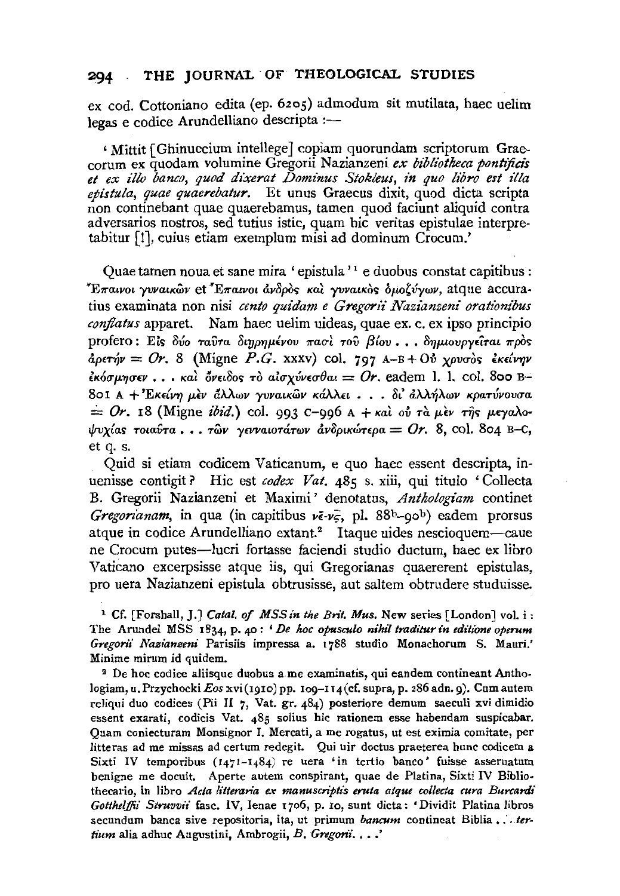ex cod. Cottoniano edita (ep. 6205) admodum sit mutilata, haec uelim legas e codice Arundelliano descripta :—

'Mittit [Ghinuccium intellege] copiam quorundam scriptorum Graecorum ex quodam volumine Gregorii Nazianzeni *ex bibliotheca pontificis et ex illo banco, quod dixerat Dominus Stokleus, in quo libro est illa epistula, quae quaerebatur*. Et unus Graecus dixit, quod dicta scripta non continebant quae quaerebamus, tamen quod faciunt aliquid contra adversarios nostros, sed tutius istic, quam hic veritas epistulae interpretabitur [!], cuius etiam exemplum misi ad dominum Crocum.'

Quae tamen noua et sane mira 'epistula'[1] e duobus constat capitibus: Ἔπαινοι γυναικῶν et Ἔπαινοι ἀνδρὸς καὶ γυναικὸς ὁμοζύγων, atque accuratius examinata non nisi *cento quidam e Gregorii Nazianzeni orationibus conflatus* apparet. Nam haec uelim uideas, quae ex. c. ex ipso principio profero: Εἰς δύο ταῦτα διῃρημένου πᾶσι τοῦ βίου . . . δημιουργεῖται πρὸς ἀρετήν = *Or.* 8 (Migne *P.G.* xxxv) col. 797 A–B + Οὐ χρυσὸς ἐκείνην ἐκόσμησεν . . . καὶ ὄνειδος τὸ αἰσχύνεσθαι = *Or.* eadem l. l. col. 800 B–801 A + Ἐκείνη μὲν ἄλλων γυναικῶν κάλλει . . . δι' ἀλλήλων κρατύνουσα = *Or.* 18 (Migne *ibid.*) col. 993 C–996 A + καὶ οὐ τὰ μὲν τῆς μεγαλοψυχίας τοιαῦτα . . . τῶν γενναιοτάτων ἀνδρικώτερα = *Or.* 8, col. 804 B–C, et q. s.

Quid si etiam codicem Vaticanum, e quo haec essent descripta, inuenisse contigit? Hic est *codex Vat.* 485 s. xiii, qui titulo 'Collecta B. Gregorii Nazianzeni et Maximi' denotatus, *Anthologiam* continet *Gregorianam*, in qua (in capitibus νε̄-ν̄ς, pl. $88^b$–$90^b$) eadem prorsus atque in codice Arundelliano extant.[2] Itaque uides nescioquem—caue ne Crocum putes—lucri fortasse faciendi studio ductum, haec ex libro Vaticano excerpsisse atque iis, qui Gregorianas quaererent epistulas, pro uera Nazianzeni epistula obtrusisse, aut saltem obtrudere studuisse.

[1] Cf. [Forshall, J.] *Catal. of MSS in the Brit. Mus.* New series [London] vol. i: The Arundel MSS 1834, p. 40: '*De hoc opusculo nihil traditur in editione operum Gregorii Nazianzeni* Parisiis impressa a. 1788 studio Monachorum S. Mauri.' Minime mirum id quidem.

[2] De hoc codice aliisque duobus a me examinatis, qui eandem contineant Anthologiam, u. Przychocki *Eos* xvi (1910) pp. 109–114 (cf. supra, p. 286 adn. 9). Cum autem reliqui duo codices (Pii II 7, Vat. gr. 484) posteriore demum saeculi xvi dimidio essent exarati, codicis Vat. 485 solius hic rationem esse habendam suspicabar. Quam coniecturam Monsignor I. Mercati, a me rogatus, ut est eximia comitate, per litteras ad me missas ad certum redegit. Qui uir doctus praeterea hunc codicem a Sixti IV temporibus (1471–1484) re uera 'in tertio banco' fuisse asseruatum benigne me docuit. Aperte autem conspirant, quae de Platina, Sixti IV Bibliothecario, in libro *Acta litteraria ex manuscriptis eruta atque collecta cura Burcardi Gotthelffii Struvvii* fasc. IV, Ienae 1706, p. 10, sunt dicta: 'Dividit Platina libros secundum banca sive repositoria, ita, ut primum *bancum* contineat Biblia . . . *tertium* alia adhuc Augustini, Ambrogii, *B. Gregorii*. . . .'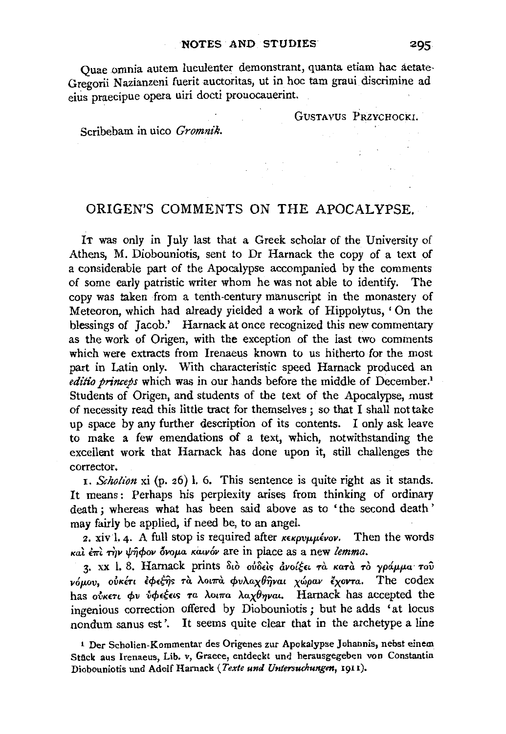Quae omnia autem luculenter demonstrant, quanta etiam hac aetate Gregorii Nazianzeni fuerit auctoritas, ut in hoc tam graui discrimine ad eius praecipue opera uiri docti prouocauerint.

GUSTAVUS PRZYCHOCKI.

Scribebam in uico *Gromnik*.

## ORIGEN'S COMMENTS ON THE APOCALYPSE.

It was only in July last that a Greek scholar of the University of Athens, M. Diobouniotis, sent to Dr Harnack the copy of a text of a considerable part of the Apocalypse accompanied by the comments of some early patristic writer whom he was not able to identify. The copy was taken from a tenth-century manuscript in the monastery of Meteoron, which had already yielded a work of Hippolytus, 'On the blessings of Jacob.' Harnack at once recognized this new commentary as the work of Origen, with the exception of the last two comments which were extracts from Irenaeus known to us hitherto for the most part in Latin only. With characteristic speed Harnack produced an *editio princeps* which was in our hands before the middle of December.[1] Students of Origen, and students of the text of the Apocalypse, must of necessity read this little tract for themselves; so that I shall not take up space by any further description of its contents. I only ask leave to make a few emendations of a text, which, notwithstanding the excellent work that Harnack has done upon it, still challenges the corrector.

1. *Scholion* xi (p. 26) l. 6. This sentence is quite right as it stands. It means: Perhaps his perplexity arises from thinking of ordinary death; whereas what has been said above as to 'the second death' may fairly be applied, if need be, to an angel.

2. xiv l. 4. A full stop is required after *κεκρυμμένον*. Then the words *καὶ ἐπὶ τὴν ψῆφον ὄνομα καινόν* are in place as a new *lemma*.

3. xx l. 8. Harnack prints διὸ οὐδεὶς ἀνοίξει τὰ κατὰ τὸ γράμμα τοῦ νόμου, οὐκέτι ἐφεξῆς τὰ λοιπὰ φυλαχθῆναι χώραν ἔχοντα. The codex has οὐκετι φυ ὑφεξεις τα λοιπα λαχθηναι. Harnack has accepted the ingenious correction offered by Diobouniotis; but he adds 'at locus nondum sanus est'. It seems quite clear that in the archetype a line

[1] Der Scholien-Kommentar des Origenes zur Apokalypse Johannis, nebst einem Stück aus Irenaeus, Lib. v, Graece, entdeckt und herausgegeben von Constantin Diobouniotis und Adolf Harnack (*Texte und Untersuchungen*, 1911).